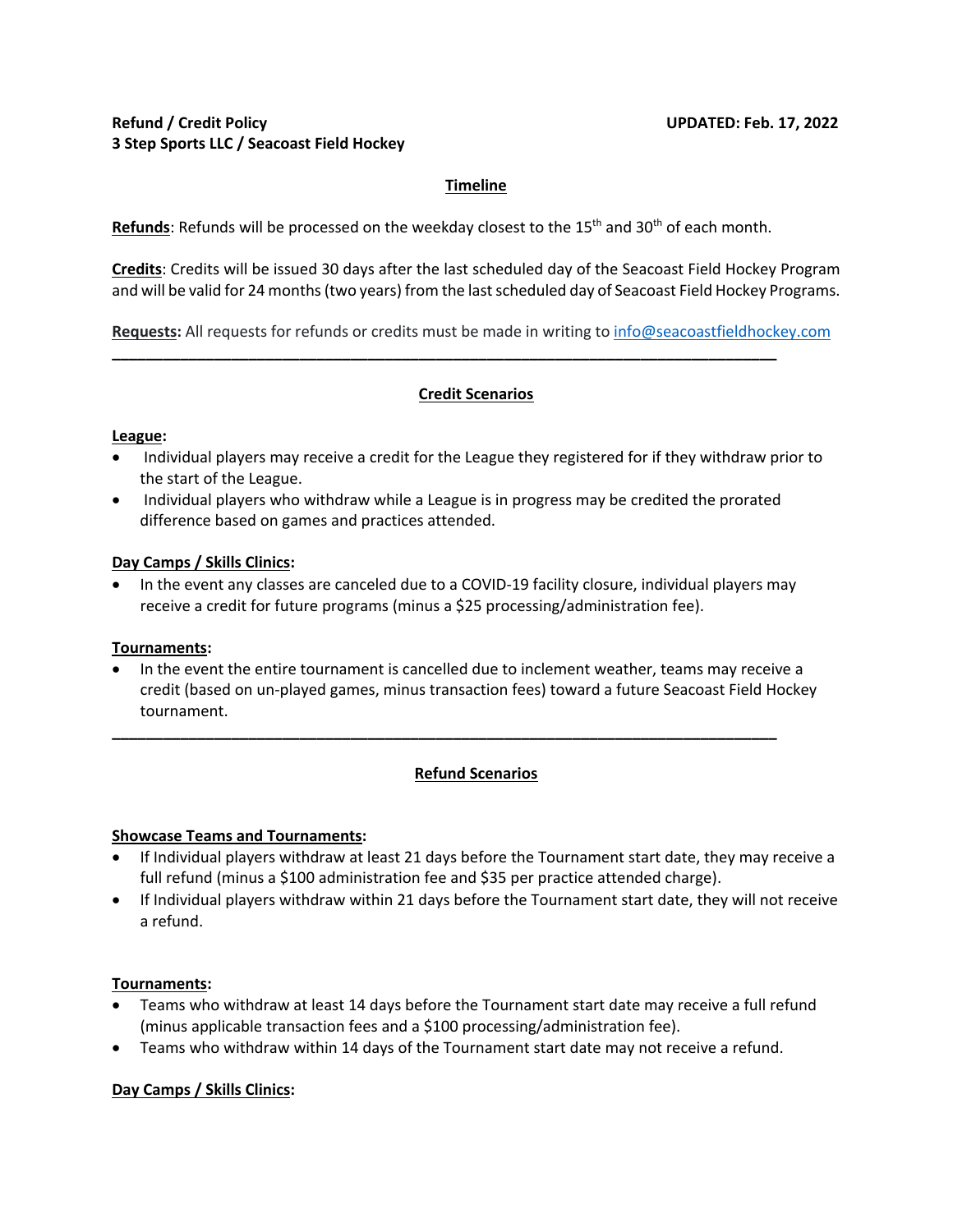**Refund / Credit Policy** **UPDATED: Feb. 17, 2022**
**3 Step Sports LLC / Seacoast Field Hockey**

## Timeline

**Refunds**: Refunds will be processed on the weekday closest to the 15th and 30th of each month.

**Credits**: Credits will be issued 30 days after the last scheduled day of the Seacoast Field Hockey Program and will be valid for 24 months (two years) from the last scheduled day of Seacoast Field Hockey Programs.

**Requests:** All requests for refunds or credits must be made in writing to info@seacoastfieldhockey.com

---

## Credit Scenarios

**League:**

- Individual players may receive a credit for the League they registered for if they withdraw prior to the start of the League.
- Individual players who withdraw while a League is in progress may be credited the prorated difference based on games and practices attended.

**Day Camps / Skills Clinics:**

- In the event any classes are canceled due to a COVID-19 facility closure, individual players may receive a credit for future programs (minus a $25 processing/administration fee).

**Tournaments:**

- In the event the entire tournament is cancelled due to inclement weather, teams may receive a credit (based on un-played games, minus transaction fees) toward a future Seacoast Field Hockey tournament.

---

## Refund Scenarios

**Showcase Teams and Tournaments:**

- If Individual players withdraw at least 21 days before the Tournament start date, they may receive a full refund (minus a $100 administration fee and $35 per practice attended charge).
- If Individual players withdraw within 21 days before the Tournament start date, they will not receive a refund.

**Tournaments:**

- Teams who withdraw at least 14 days before the Tournament start date may receive a full refund (minus applicable transaction fees and a $100 processing/administration fee).
- Teams who withdraw within 14 days of the Tournament start date may not receive a refund.

**Day Camps / Skills Clinics:**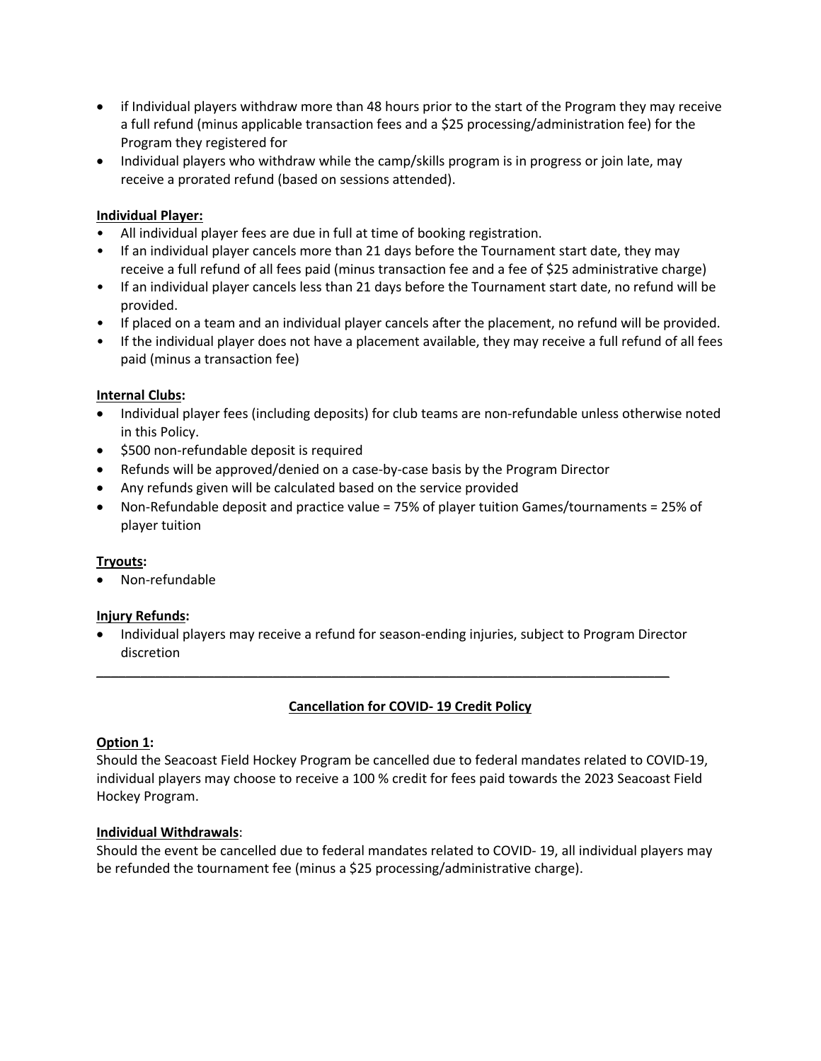- if Individual players withdraw more than 48 hours prior to the start of the Program they may receive a full refund (minus applicable transaction fees and a $25 processing/administration fee) for the Program they registered for
- Individual players who withdraw while the camp/skills program is in progress or join late, may receive a prorated refund (based on sessions attended).

**Individual Player:**

- All individual player fees are due in full at time of booking registration.
- If an individual player cancels more than 21 days before the Tournament start date, they may receive a full refund of all fees paid (minus transaction fee and a fee of $25 administrative charge)
- If an individual player cancels less than 21 days before the Tournament start date, no refund will be provided.
- If placed on a team and an individual player cancels after the placement, no refund will be provided.
- If the individual player does not have a placement available, they may receive a full refund of all fees paid (minus a transaction fee)

**Internal Clubs:**

- Individual player fees (including deposits) for club teams are non-refundable unless otherwise noted in this Policy.
- $500 non-refundable deposit is required
- Refunds will be approved/denied on a case-by-case basis by the Program Director
- Any refunds given will be calculated based on the service provided
- Non-Refundable deposit and practice value = 75% of player tuition Games/tournaments = 25% of player tuition

**Tryouts:**

- Non-refundable

**Injury Refunds:**

- Individual players may receive a refund for season-ending injuries, subject to Program Director discretion

---

**Cancellation for COVID- 19 Credit Policy**

**Option 1:**

Should the Seacoast Field Hockey Program be cancelled due to federal mandates related to COVID-19, individual players may choose to receive a 100 % credit for fees paid towards the 2023 Seacoast Field Hockey Program.

**Individual Withdrawals**:

Should the event be cancelled due to federal mandates related to COVID- 19, all individual players may be refunded the tournament fee (minus a $25 processing/administrative charge).